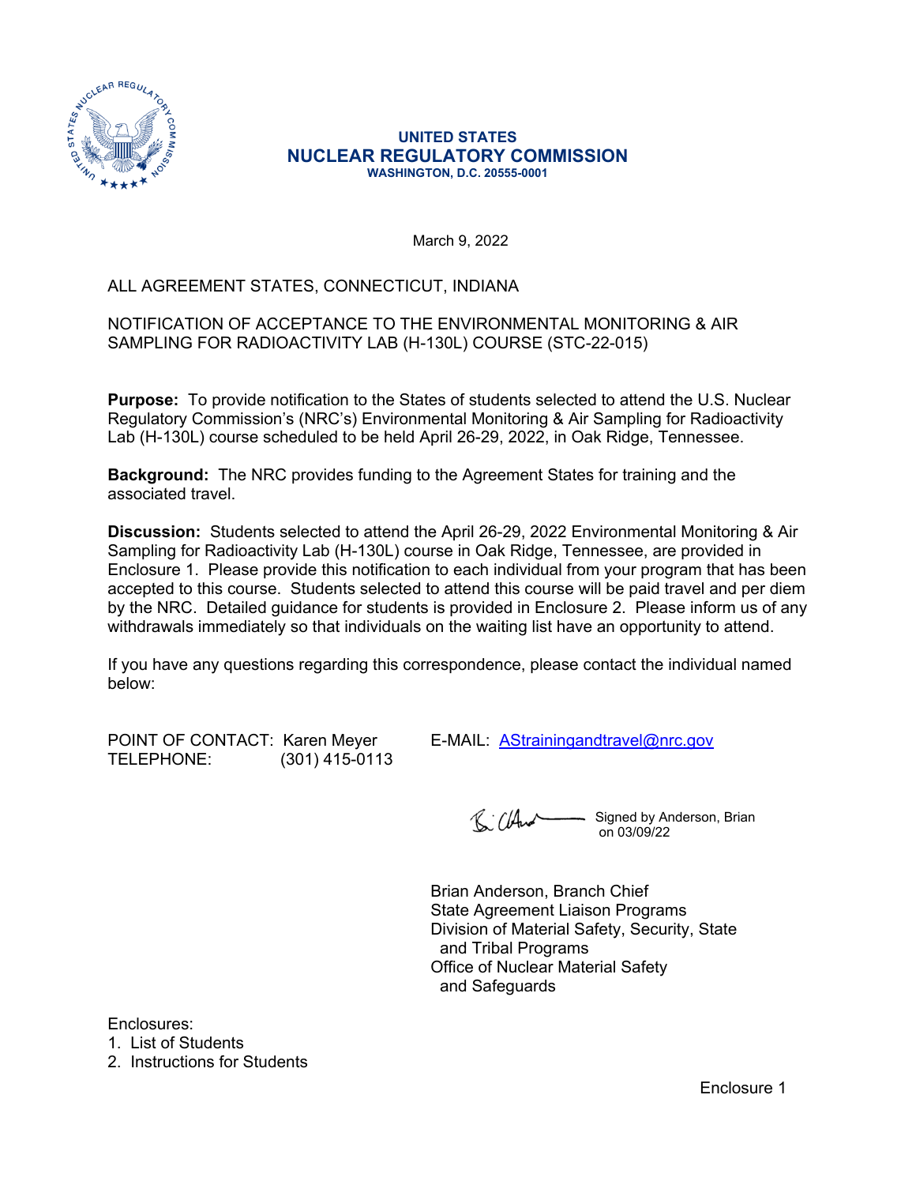**UNITED STATES**
**NUCLEAR REGULATORY COMMISSION**
**WASHINGTON, D.C. 20555-0001**

March 9, 2022

ALL AGREEMENT STATES, CONNECTICUT, INDIANA

NOTIFICATION OF ACCEPTANCE TO THE ENVIRONMENTAL MONITORING & AIR SAMPLING FOR RADIOACTIVITY LAB (H-130L) COURSE (STC-22-015)

**Purpose:** To provide notification to the States of students selected to attend the U.S. Nuclear Regulatory Commission's (NRC's) Environmental Monitoring & Air Sampling for Radioactivity Lab (H-130L) course scheduled to be held April 26-29, 2022, in Oak Ridge, Tennessee.

**Background:** The NRC provides funding to the Agreement States for training and the associated travel.

**Discussion:** Students selected to attend the April 26-29, 2022 Environmental Monitoring & Air Sampling for Radioactivity Lab (H-130L) course in Oak Ridge, Tennessee, are provided in Enclosure 1. Please provide this notification to each individual from your program that has been accepted to this course. Students selected to attend this course will be paid travel and per diem by the NRC. Detailed guidance for students is provided in Enclosure 2. Please inform us of any withdrawals immediately so that individuals on the waiting list have an opportunity to attend.

If you have any questions regarding this correspondence, please contact the individual named below:

POINT OF CONTACT: Karen Meyer E-MAIL: [AStrainingandtravel@nrc.gov](mailto:AStrainingandtravel@nrc.gov)
TELEPHONE: (301) 415-0113

Signed by Anderson, Brian on 03/09/22

Brian Anderson, Branch Chief
State Agreement Liaison Programs
Division of Material Safety, Security, State and Tribal Programs
Office of Nuclear Material Safety and Safeguards

Enclosures:
1. List of Students
2. Instructions for Students

Enclosure 1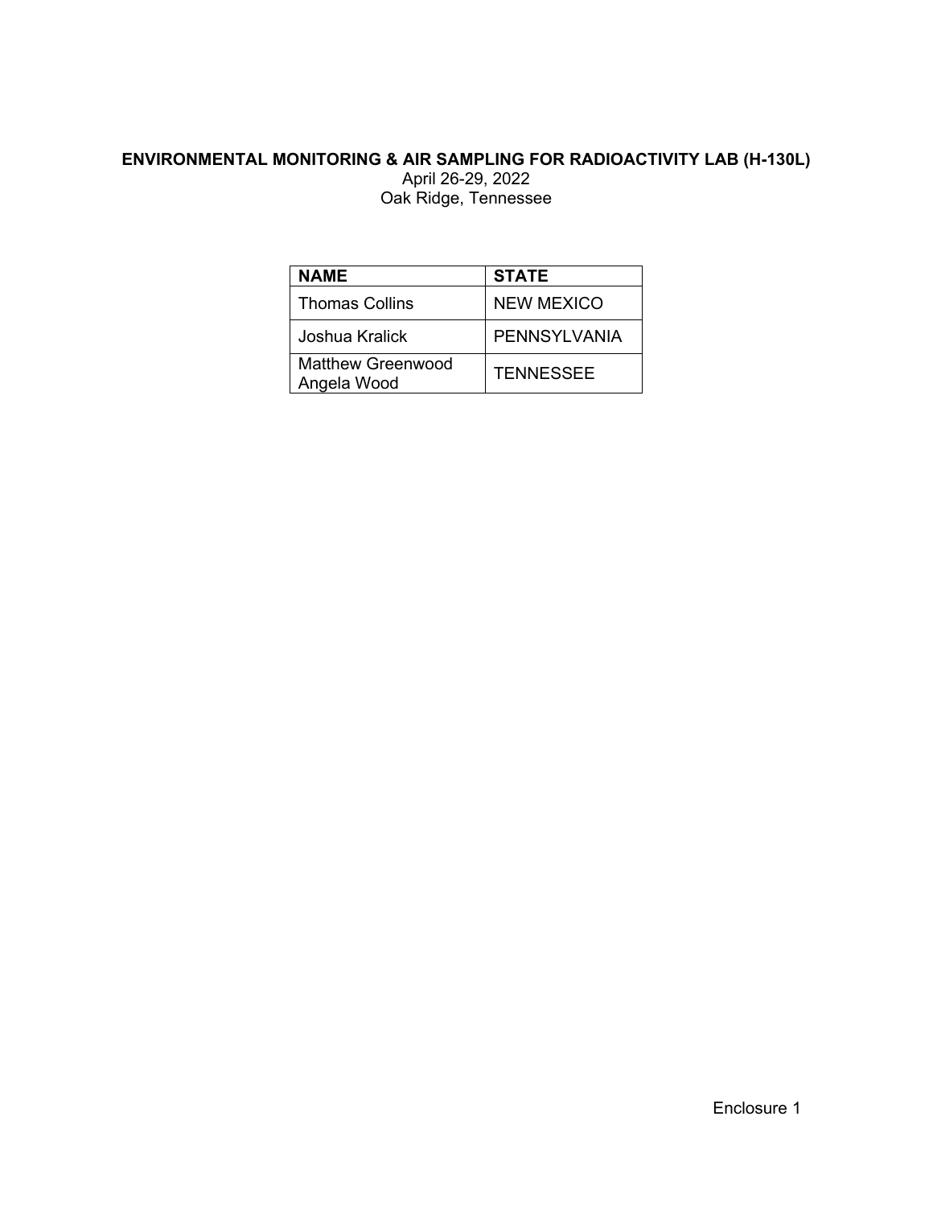**ENVIRONMENTAL MONITORING & AIR SAMPLING FOR RADIOACTIVITY LAB (H-130L)**

April 26-29, 2022

Oak Ridge, Tennessee

| NAME | STATE |
|---|---|
| Thomas Collins | NEW MEXICO |
| Joshua Kralick | PENNSYLVANIA |
| Matthew Greenwood<br>Angela Wood | TENNESSEE |

Enclosure 1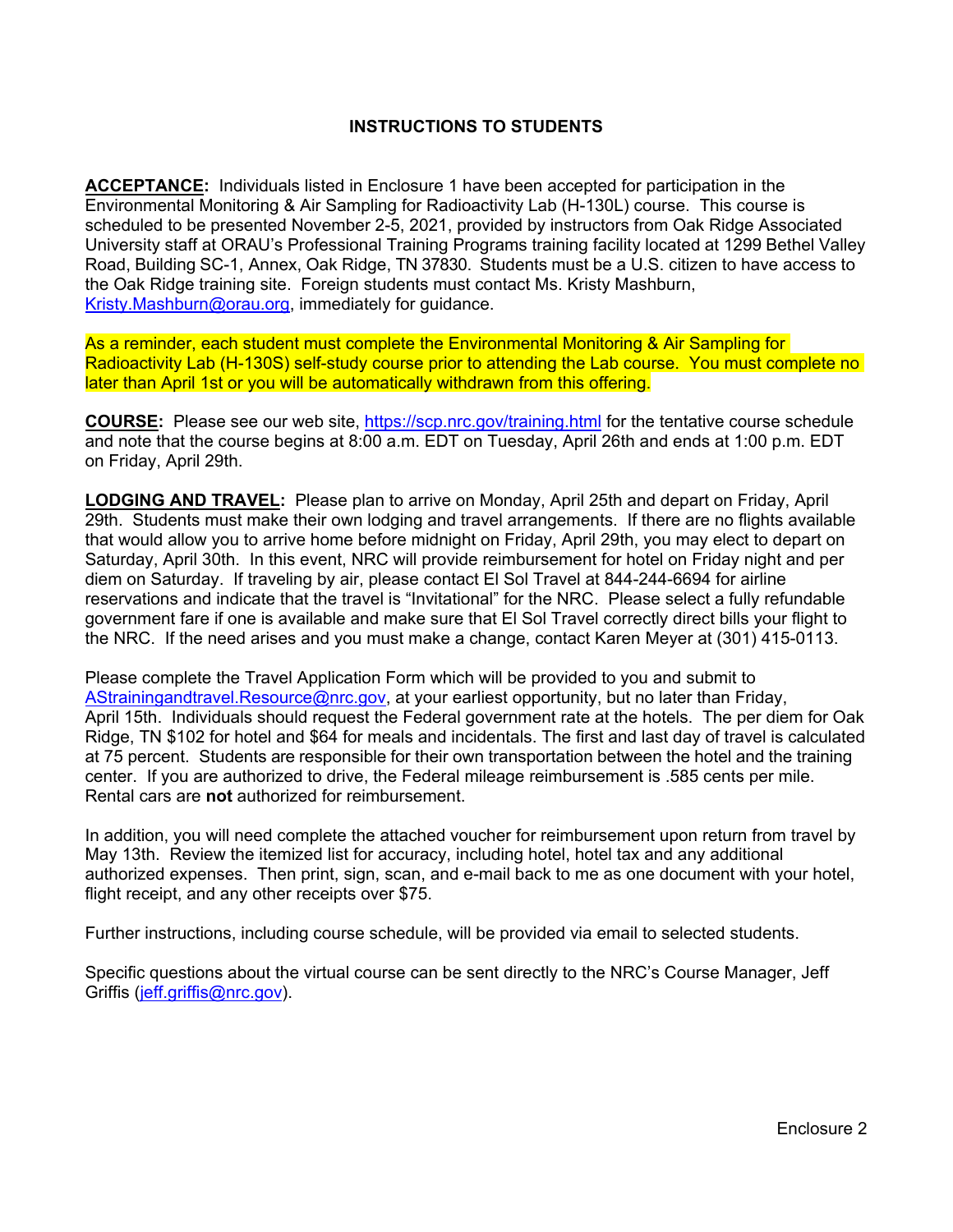## INSTRUCTIONS TO STUDENTS

**ACCEPTANCE:** Individuals listed in Enclosure 1 have been accepted for participation in the Environmental Monitoring & Air Sampling for Radioactivity Lab (H-130L) course. This course is scheduled to be presented November 2-5, 2021, provided by instructors from Oak Ridge Associated University staff at ORAU's Professional Training Programs training facility located at 1299 Bethel Valley Road, Building SC-1, Annex, Oak Ridge, TN 37830. Students must be a U.S. citizen to have access to the Oak Ridge training site. Foreign students must contact Ms. Kristy Mashburn, Kristy.Mashburn@orau.org, immediately for guidance.

As a reminder, each student must complete the Environmental Monitoring & Air Sampling for Radioactivity Lab (H-130S) self-study course prior to attending the Lab course. You must complete no later than April 1st or you will be automatically withdrawn from this offering.

**COURSE:** Please see our web site, https://scp.nrc.gov/training.html for the tentative course schedule and note that the course begins at 8:00 a.m. EDT on Tuesday, April 26th and ends at 1:00 p.m. EDT on Friday, April 29th.

**LODGING AND TRAVEL:** Please plan to arrive on Monday, April 25th and depart on Friday, April 29th. Students must make their own lodging and travel arrangements. If there are no flights available that would allow you to arrive home before midnight on Friday, April 29th, you may elect to depart on Saturday, April 30th. In this event, NRC will provide reimbursement for hotel on Friday night and per diem on Saturday. If traveling by air, please contact El Sol Travel at 844-244-6694 for airline reservations and indicate that the travel is "Invitational" for the NRC. Please select a fully refundable government fare if one is available and make sure that El Sol Travel correctly direct bills your flight to the NRC. If the need arises and you must make a change, contact Karen Meyer at (301) 415-0113.

Please complete the Travel Application Form which will be provided to you and submit to AStrainingandtravel.Resource@nrc.gov, at your earliest opportunity, but no later than Friday, April 15th. Individuals should request the Federal government rate at the hotels. The per diem for Oak Ridge, TN $102 for hotel and $64 for meals and incidentals. The first and last day of travel is calculated at 75 percent. Students are responsible for their own transportation between the hotel and the training center. If you are authorized to drive, the Federal mileage reimbursement is .585 cents per mile. Rental cars are **not** authorized for reimbursement.

In addition, you will need complete the attached voucher for reimbursement upon return from travel by May 13th. Review the itemized list for accuracy, including hotel, hotel tax and any additional authorized expenses. Then print, sign, scan, and e-mail back to me as one document with your hotel, flight receipt, and any other receipts over $75.

Further instructions, including course schedule, will be provided via email to selected students.

Specific questions about the virtual course can be sent directly to the NRC's Course Manager, Jeff Griffis (jeff.griffis@nrc.gov).

Enclosure 2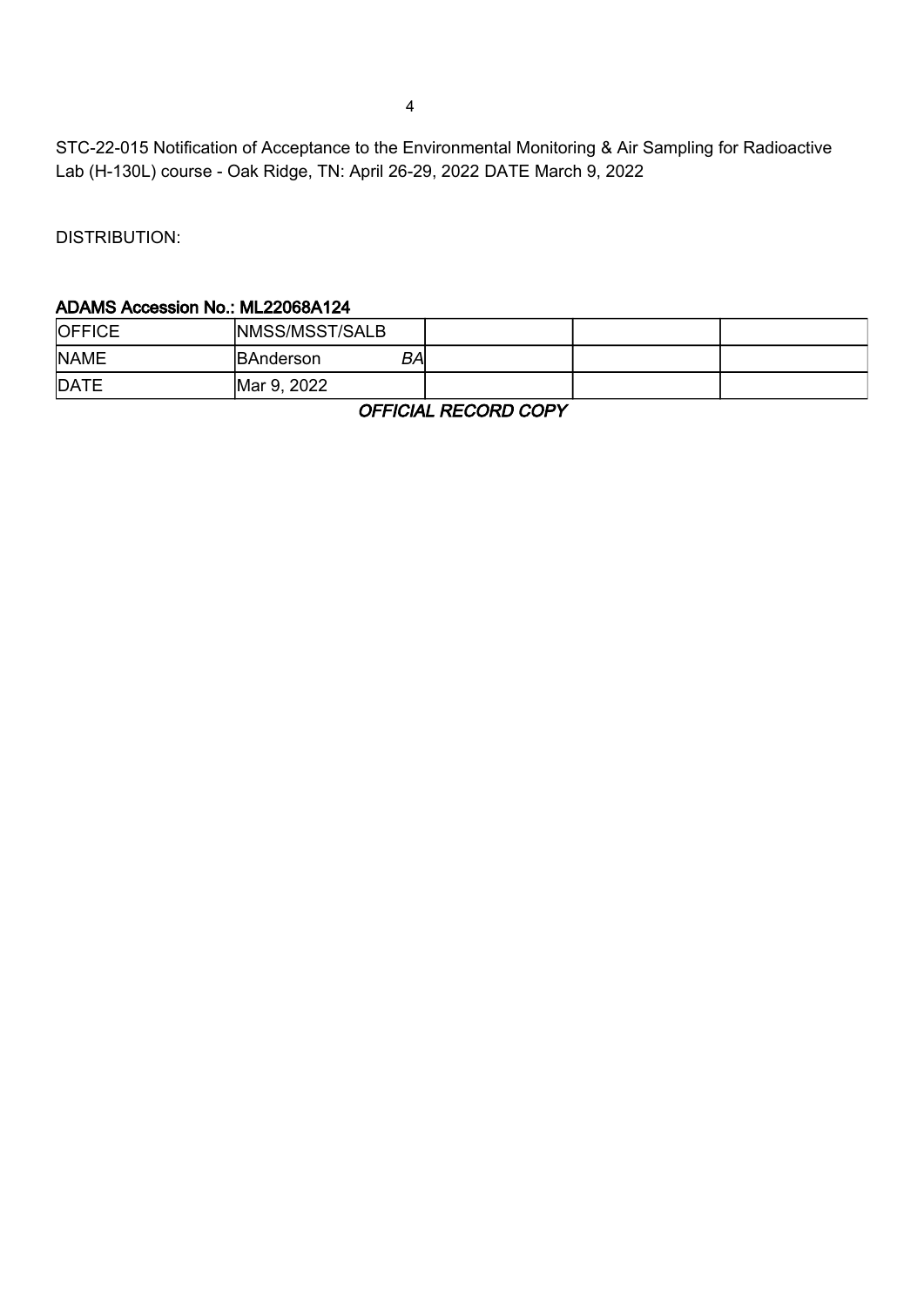STC-22-015 Notification of Acceptance to the Environmental Monitoring & Air Sampling for Radioactive Lab (H-130L) course - Oak Ridge, TN: April 26-29, 2022 DATE March 9, 2022

DISTRIBUTION:

**ADAMS Accession No.: ML22068A124**

| OFFICE | NMSS/MSST/SALB | | | |
|---|---|---|---|---|
| NAME | BAnderson *BA* | | | |
| DATE | Mar 9, 2022 | | | |

***OFFICIAL RECORD COPY***